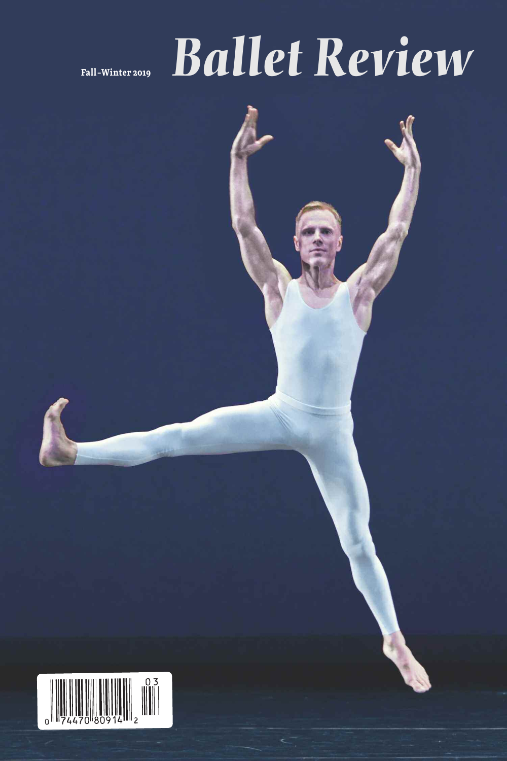Fall-Winter 2019

# Ballet Review

0 74470 80914 2

03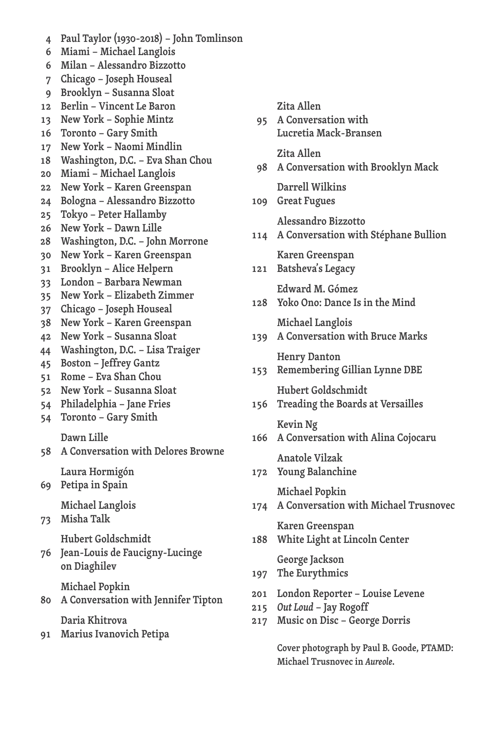4 Paul Taylor (1930-2018) – John Tomlinson
6 Miami – Michael Langlois
6 Milan – Alessandro Bizzotto
7 Chicago – Joseph Houseal
9 Brooklyn – Susanna Sloat
12 Berlin – Vincent Le Baron
13 New York – Sophie Mintz
16 Toronto – Gary Smith
17 New York – Naomi Mindlin
18 Washington, D.C. – Eva Shan Chou
20 Miami – Michael Langlois
22 New York – Karen Greenspan
24 Bologna – Alessandro Bizzotto
25 Tokyo – Peter Hallamby
26 New York – Dawn Lille
28 Washington, D.C. – John Morrone
30 New York – Karen Greenspan
31 Brooklyn – Alice Helpern
33 London – Barbara Newman
35 New York – Elizabeth Zimmer
37 Chicago – Joseph Houseal
38 New York – Karen Greenspan
42 New York – Susanna Sloat
44 Washington, D.C. – Lisa Traiger
45 Boston – Jeffrey Gantz
51 Rome – Eva Shan Chou
52 New York – Susanna Sloat
54 Philadelphia – Jane Fries
54 Toronto – Gary Smith

Dawn Lille
58 A Conversation with Delores Browne

Laura Hormigón
69 Petipa in Spain

Michael Langlois
73 Misha Talk

Hubert Goldschmidt
76 Jean-Louis de Faucigny-Lucinge on Diaghilev

Michael Popkin
80 A Conversation with Jennifer Tipton

Daria Khitrova
91 Marius Ivanovich Petipa

Zita Allen
95 A Conversation with Lucretia Mack-Bransen

Zita Allen
98 A Conversation with Brooklyn Mack

Darrell Wilkins
109 Great Fugues

Alessandro Bizzotto
114 A Conversation with Stéphane Bullion

Karen Greenspan
121 Batsheva's Legacy

Edward M. Gómez
128 Yoko Ono: Dance Is in the Mind

Michael Langlois
139 A Conversation with Bruce Marks

Henry Danton
153 Remembering Gillian Lynne DBE

Hubert Goldschmidt
156 Treading the Boards at Versailles

Kevin Ng
166 A Conversation with Alina Cojocaru

Anatole Vilzak
172 Young Balanchine

Michael Popkin
174 A Conversation with Michael Trusnovec

Karen Greenspan
188 White Light at Lincoln Center

George Jackson
197 The Eurythmics

201 London Reporter – Louise Levene
215 *Out Loud* – Jay Rogoff
217 Music on Disc – George Dorris

Cover photograph by Paul B. Goode, PTAMD: Michael Trusnovec in *Aureole*.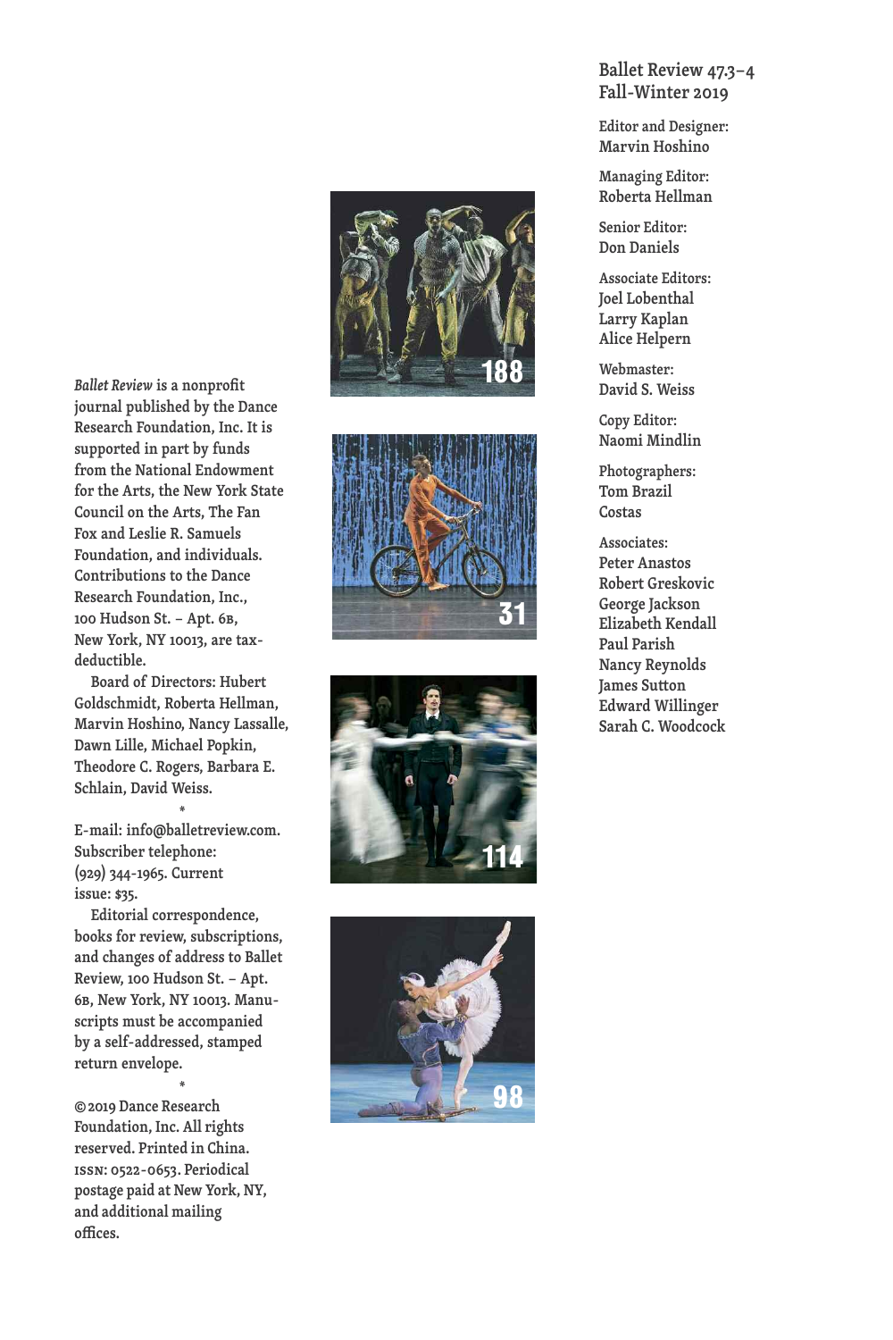Ballet Review 47.3–4
Fall-Winter 2019

Editor and Designer:
Marvin Hoshino

Managing Editor:
Roberta Hellman

Senior Editor:
Don Daniels

Associate Editors:
Joel Lobenthal
Larry Kaplan
Alice Helpern

Webmaster:
David S. Weiss

Copy Editor:
Naomi Mindlin

Photographers:
Tom Brazil
Costas

Associates:
Peter Anastos
Robert Greskovic
George Jackson
Elizabeth Kendall
Paul Parish
Nancy Reynolds
James Sutton
Edward Willinger
Sarah C. Woodcock

*Ballet Review* is a nonprofit journal published by the Dance Research Foundation, Inc. It is supported in part by funds from the National Endowment for the Arts, the New York State Council on the Arts, The Fan Fox and Leslie R. Samuels Foundation, and individuals. Contributions to the Dance Research Foundation, Inc., 100 Hudson St. – Apt. 6B, New York, NY 10013, are tax-deductible.

Board of Directors: Hubert Goldschmidt, Roberta Hellman, Marvin Hoshino, Nancy Lassalle, Dawn Lille, Michael Popkin, Theodore C. Rogers, Barbara E. Schlain, David Weiss.

*

E-mail: info@balletreview.com. Subscriber telephone: (929) 344-1965. Current issue: $35.

Editorial correspondence, books for review, subscriptions, and changes of address to Ballet Review, 100 Hudson St. – Apt. 6B, New York, NY 10013. Manuscripts must be accompanied by a self-addressed, stamped return envelope.

*

© 2019 Dance Research Foundation, Inc. All rights reserved. Printed in China. ISSN: 0522-0653. Periodical postage paid at New York, NY, and additional mailing offices.

188

31

114

98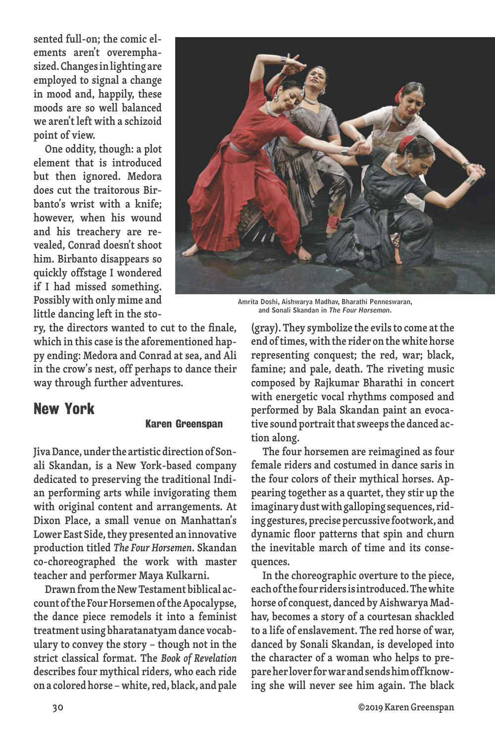sented full-on; the comic elements aren't overemphasized. Changes in lighting are employed to signal a change in mood and, happily, these moods are so well balanced we aren't left with a schizoid point of view.

One oddity, though: a plot element that is introduced but then ignored. Medora does cut the traitorous Birbanto's wrist with a knife; however, when his wound and his treachery are revealed, Conrad doesn't shoot him. Birbanto disappears so quickly offstage I wondered if I had missed something. Possibly with only mime and little dancing left in the story, the directors wanted to cut to the finale, which in this case is the aforementioned happy ending: Medora and Conrad at sea, and Ali in the crow's nest, off perhaps to dance their way through further adventures.

## New York

**Karen Greenspan**

Jiva Dance, under the artistic direction of Sonali Skandan, is a New York-based company dedicated to preserving the traditional Indian performing arts while invigorating them with original content and arrangements. At Dixon Place, a small venue on Manhattan's Lower East Side, they presented an innovative production titled *The Four Horsemen*. Skandan co-choreographed the work with master teacher and performer Maya Kulkarni.

Drawn from the New Testament biblical account of the Four Horsemen of the Apocalypse, the dance piece remodels it into a feminist treatment using bharatanatyam dance vocabulary to convey the story – though not in the strict classical format. The *Book of Revelation* describes four mythical riders, who each ride on a colored horse – white, red, black, and pale (gray). They symbolize the evils to come at the end of times, with the rider on the white horse representing conquest; the red, war; black, famine; and pale, death. The riveting music composed by Rajkumar Bharathi in concert with energetic vocal rhythms composed and performed by Bala Skandan paint an evocative sound portrait that sweeps the danced action along.

Amrita Doshi, Aishwarya Madhav, Bharathi Penneswaran, and Sonali Skandan in *The Four Horseman*.

The four horsemen are reimagined as four female riders and costumed in dance saris in the four colors of their mythical horses. Appearing together as a quartet, they stir up the imaginary dust with galloping sequences, riding gestures, precise percussive footwork, and dynamic floor patterns that spin and churn the inevitable march of time and its consequences.

In the choreographic overture to the piece, each of the four riders is introduced. The white horse of conquest, danced by Aishwarya Madhav, becomes a story of a courtesan shackled to a life of enslavement. The red horse of war, danced by Sonali Skandan, is developed into the character of a woman who helps to prepare her lover for war and sends him off knowing she will never see him again. The black

©2019 Karen Greenspan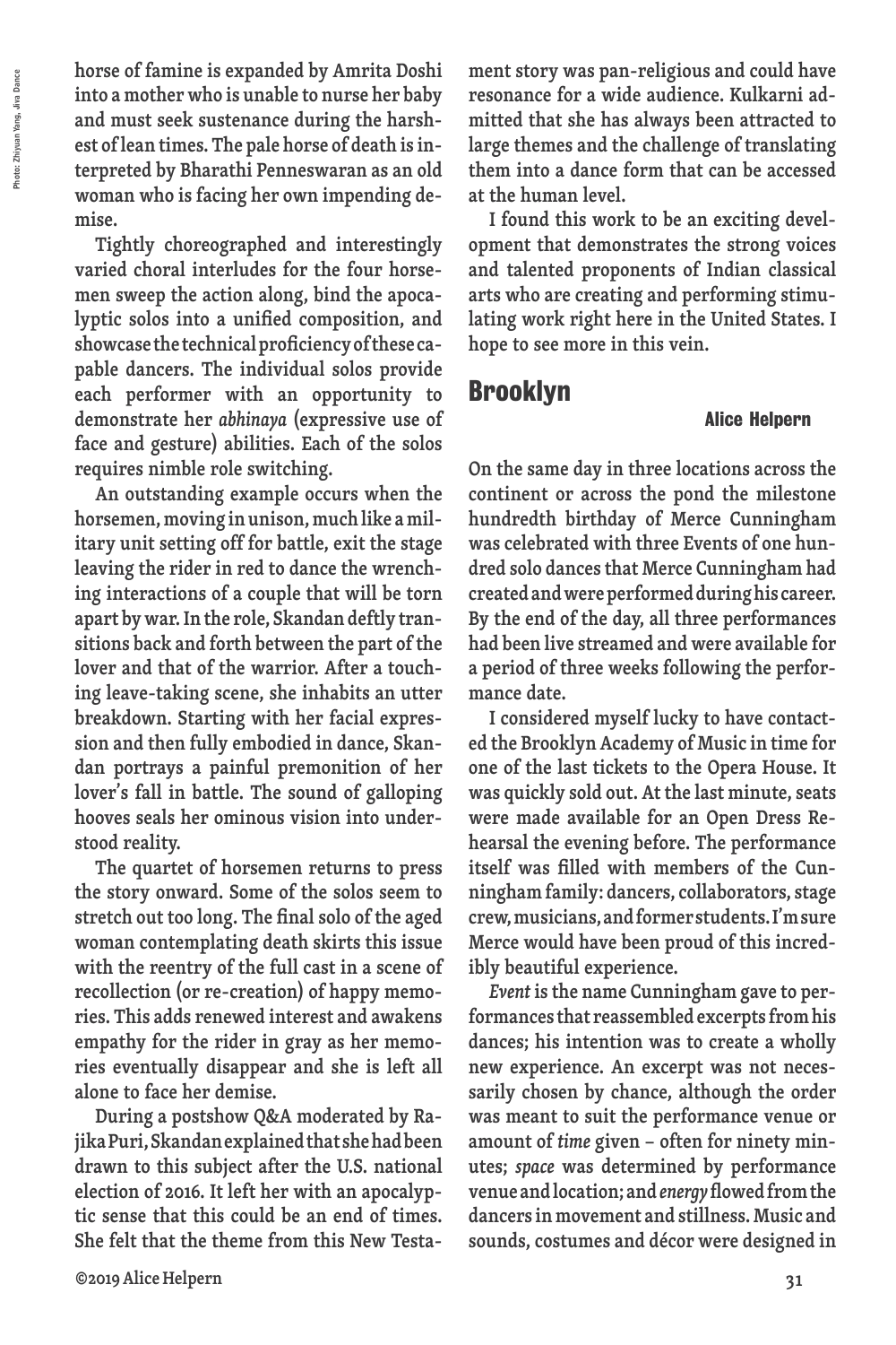horse of famine is expanded by Amrita Doshi into a mother who is unable to nurse her baby and must seek sustenance during the harshest of lean times. The pale horse of death is interpreted by Bharathi Penneswaran as an old woman who is facing her own impending demise.

Tightly choreographed and interestingly varied choral interludes for the four horsemen sweep the action along, bind the apocalyptic solos into a unified composition, and showcase the technical proficiency of these capable dancers. The individual solos provide each performer with an opportunity to demonstrate her *abhinaya* (expressive use of face and gesture) abilities. Each of the solos requires nimble role switching.

An outstanding example occurs when the horsemen, moving in unison, much like a military unit setting off for battle, exit the stage leaving the rider in red to dance the wrenching interactions of a couple that will be torn apart by war. In the role, Skandan deftly transitions back and forth between the part of the lover and that of the warrior. After a touching leave-taking scene, she inhabits an utter breakdown. Starting with her facial expression and then fully embodied in dance, Skandan portrays a painful premonition of her lover's fall in battle. The sound of galloping hooves seals her ominous vision into understood reality.

The quartet of horsemen returns to press the story onward. Some of the solos seem to stretch out too long. The final solo of the aged woman contemplating death skirts this issue with the reentry of the full cast in a scene of recollection (or re-creation) of happy memories. This adds renewed interest and awakens empathy for the rider in gray as her memories eventually disappear and she is left all alone to face her demise.

During a postshow Q&A moderated by Rajika Puri, Skandan explained that she had been drawn to this subject after the U.S. national election of 2016. It left her with an apocalyptic sense that this could be an end of times. She felt that the theme from this New Testament story was pan-religious and could have resonance for a wide audience. Kulkarni admitted that she has always been attracted to large themes and the challenge of translating them into a dance form that can be accessed at the human level.

I found this work to be an exciting development that demonstrates the strong voices and talented proponents of Indian classical arts who are creating and performing stimulating work right here in the United States. I hope to see more in this vein.

## Brooklyn

**Alice Helpern**

On the same day in three locations across the continent or across the pond the milestone hundredth birthday of Merce Cunningham was celebrated with three Events of one hundred solo dances that Merce Cunningham had created and were performed during his career. By the end of the day, all three performances had been live streamed and were available for a period of three weeks following the performance date.

I considered myself lucky to have contacted the Brooklyn Academy of Music in time for one of the last tickets to the Opera House. It was quickly sold out. At the last minute, seats were made available for an Open Dress Rehearsal the evening before. The performance itself was filled with members of the Cunningham family: dancers, collaborators, stage crew, musicians, and former students. I'm sure Merce would have been proud of this incredibly beautiful experience.

*Event* is the name Cunningham gave to performances that reassembled excerpts from his dances; his intention was to create a wholly new experience. An excerpt was not necessarily chosen by chance, although the order was meant to suit the performance venue or amount of *time* given – often for ninety minutes; *space* was determined by performance venue and location; and *energy* flowed from the dancers in movement and stillness. Music and sounds, costumes and décor were designed in

©2019 Alice Helpern